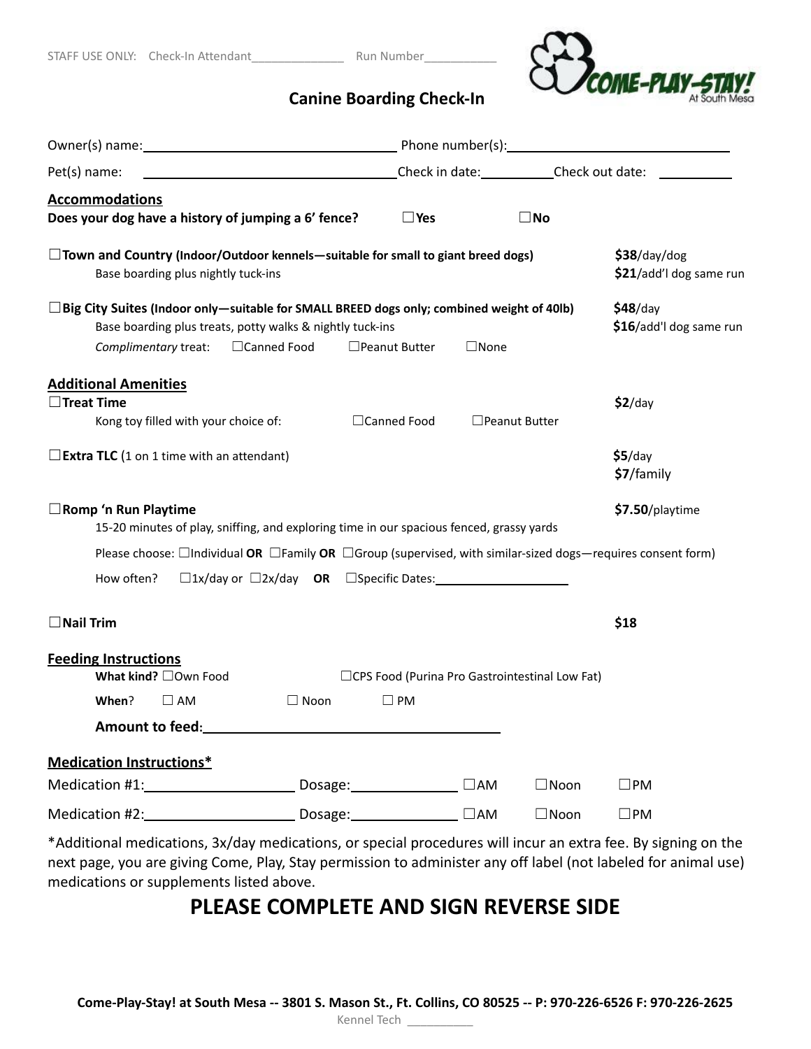STAFF USE ONLY: Check-In Attendant_____________ Run Number__________

## Canine Boarding Check-In

Owner(s) name:_________________________________ Phone number(s):_____________________________

Pet(s) name: _________________________________ Check in date:__________ Check out date: __________

**Accommodations**

**Does your dog have a history of jumping a 6' fence?** ☐**Yes** ☐**No**

☐**Town and Country (Indoor/Outdoor kennels—suitable for small to giant breed dogs)** — **$38**/day/dog, **$21**/add'l dog same run

Base boarding plus nightly tuck-ins

☐**Big City Suites (Indoor only—suitable for SMALL BREED dogs only; combined weight of 40lb)** — **$48**/day, **$16**/add'l dog same run

Base boarding plus treats, potty walks & nightly tuck-ins

*Complimentary* treat: ☐Canned Food ☐Peanut Butter ☐None

**Additional Amenities**

☐**Treat Time** — **$2**/day

Kong toy filled with your choice of: ☐Canned Food ☐Peanut Butter

☐**Extra TLC** (1 on 1 time with an attendant) — **$5**/day, **$7**/family

☐**Romp 'n Run Playtime** — **$7.50**/playtime

15-20 minutes of play, sniffing, and exploring time in our spacious fenced, grassy yards

Please choose: ☐Individual **OR** ☐Family **OR** ☐Group (supervised, with similar-sized dogs—requires consent form)

How often? ☐1x/day or ☐2x/day **OR** ☐Specific Dates:___________________

☐**Nail Trim** — **$18**

**Feeding Instructions**

**What kind?** ☐Own Food ☐CPS Food (Purina Pro Gastrointestinal Low Fat)

**When**? ☐ AM ☐ Noon ☐ PM

**Amount to feed**:________________________________________

**Medication Instructions***

Medication #1:____________________ Dosage:______________ ☐AM ☐Noon ☐PM

Medication #2:____________________ Dosage:______________ ☐AM ☐Noon ☐PM

*Additional medications, 3x/day medications, or special procedures will incur an extra fee. By signing on the next page, you are giving Come, Play, Stay permission to administer any off label (not labeled for animal use) medications or supplements listed above.

## PLEASE COMPLETE AND SIGN REVERSE SIDE

**Come-Play-Stay! at South Mesa -- 3801 S. Mason St., Ft. Collins, CO 80525 -- P: 970-226-6526 F: 970-226-2625**

Kennel Tech __________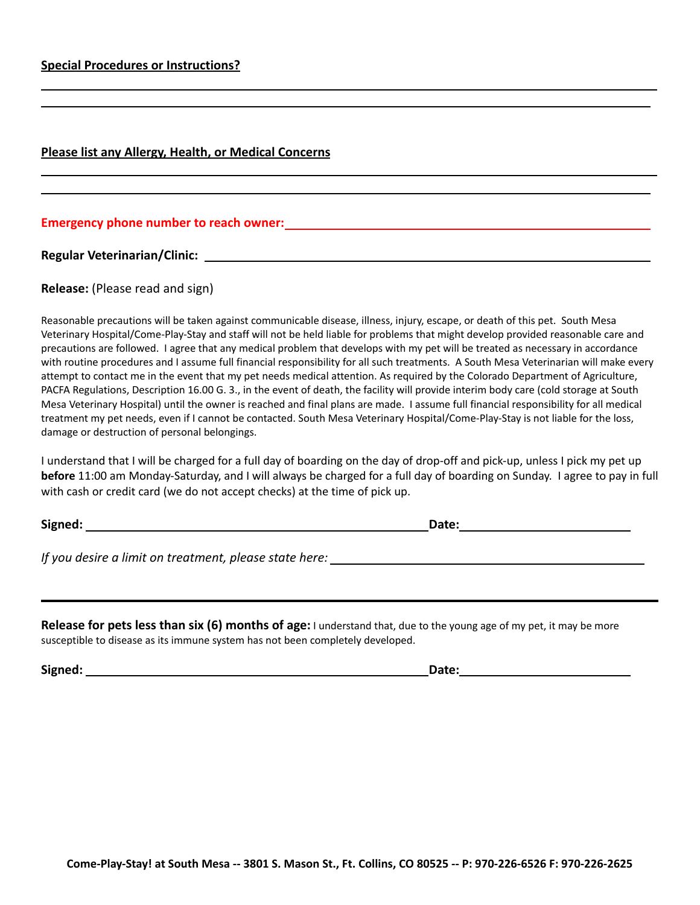**Special Procedures or Instructions?**

_______________________________________________

_______________________________________________

**Please list any Allergy, Health, or Medical Concerns**

_______________________________________________

_______________________________________________

**Emergency phone number to reach owner:** _______________________________

**Regular Veterinarian/Clinic:** _______________________________

**Release:** (Please read and sign)

Reasonable precautions will be taken against communicable disease, illness, injury, escape, or death of this pet. South Mesa Veterinary Hospital/Come-Play-Stay and staff will not be held liable for problems that might develop provided reasonable care and precautions are followed. I agree that any medical problem that develops with my pet will be treated as necessary in accordance with routine procedures and I assume full financial responsibility for all such treatments. A South Mesa Veterinarian will make every attempt to contact me in the event that my pet needs medical attention. As required by the Colorado Department of Agriculture, PACFA Regulations, Description 16.00 G. 3., in the event of death, the facility will provide interim body care (cold storage at South Mesa Veterinary Hospital) until the owner is reached and final plans are made. I assume full financial responsibility for all medical treatment my pet needs, even if I cannot be contacted. South Mesa Veterinary Hospital/Come-Play-Stay is not liable for the loss, damage or destruction of personal belongings.

I understand that I will be charged for a full day of boarding on the day of drop-off and pick-up, unless I pick my pet up **before** 11:00 am Monday-Saturday, and I will always be charged for a full day of boarding on Sunday. I agree to pay in full with cash or credit card (we do not accept checks) at the time of pick up.

**Signed:** _______________________________ **Date:** _______________

*If you desire a limit on treatment, please state here:* _______________________________

---

**Release for pets less than six (6) months of age:** I understand that, due to the young age of my pet, it may be more susceptible to disease as its immune system has not been completely developed.

**Signed:** _______________________________ **Date:** _______________

**Come-Play-Stay! at South Mesa -- 3801 S. Mason St., Ft. Collins, CO 80525 -- P: 970-226-6526 F: 970-226-2625**